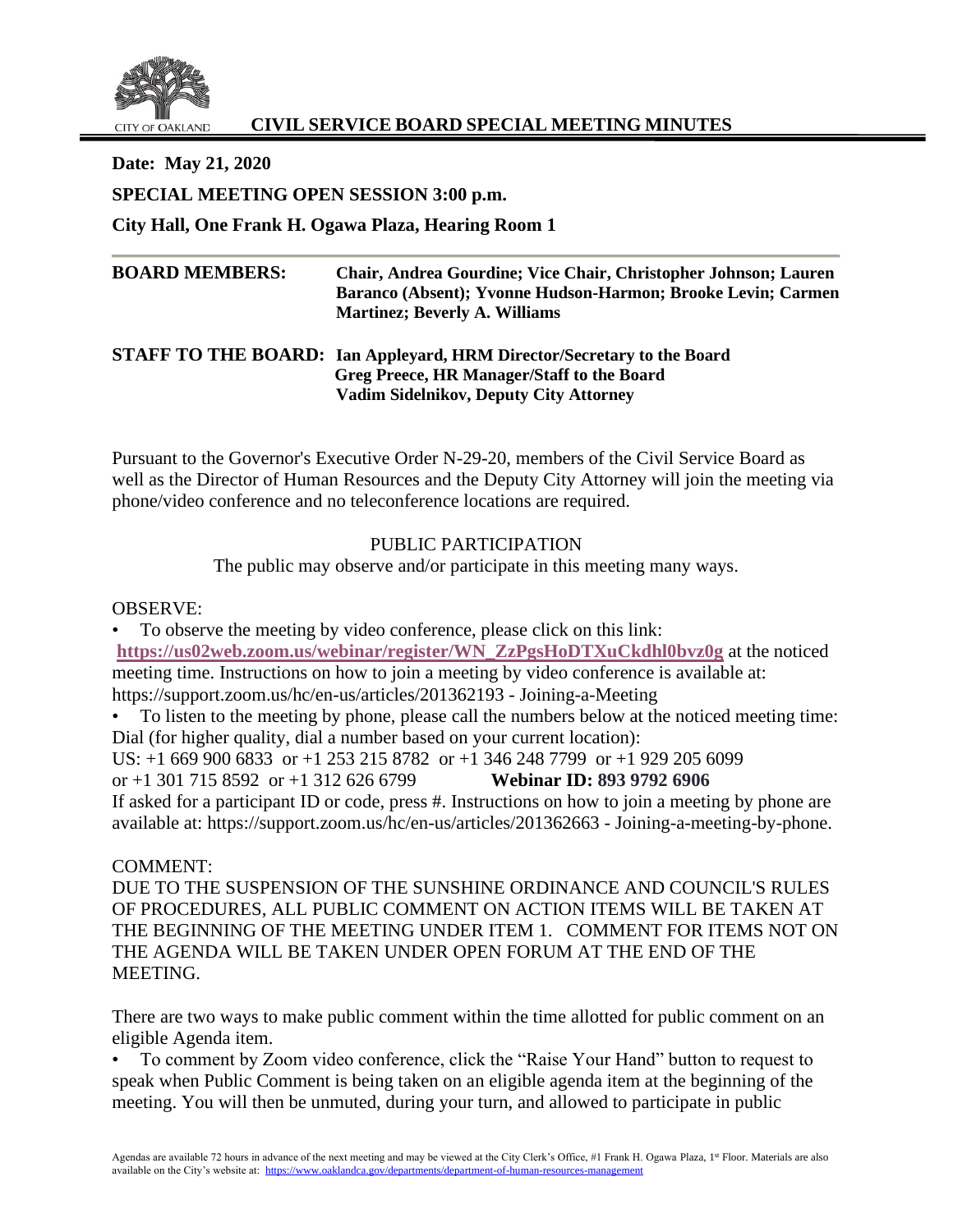CITY OF OAKLAND

# CIVIL SERVICE BOARD SPECIAL MEETING MINUTES

**Date: May 21, 2020**

**SPECIAL MEETING OPEN SESSION 3:00 p.m.**

**City Hall, One Frank H. Ogawa Plaza, Hearing Room 1**

---

**BOARD MEMBERS:** **Chair, Andrea Gourdine; Vice Chair, Christopher Johnson; Lauren Baranco (Absent); Yvonne Hudson-Harmon; Brooke Levin; Carmen Martinez; Beverly A. Williams**

**STAFF TO THE BOARD:** **Ian Appleyard, HRM Director/Secretary to the Board**
**Greg Preece, HR Manager/Staff to the Board**
**Vadim Sidelnikov, Deputy City Attorney**

Pursuant to the Governor's Executive Order N-29-20, members of the Civil Service Board as well as the Director of Human Resources and the Deputy City Attorney will join the meeting via phone/video conference and no teleconference locations are required.

PUBLIC PARTICIPATION

The public may observe and/or participate in this meeting many ways.

OBSERVE:

- To observe the meeting by video conference, please click on this link: **https://us02web.zoom.us/webinar/register/WN_ZzPgsHoDTXuCkdhl0bvz0g** at the noticed meeting time. Instructions on how to join a meeting by video conference is available at: https://support.zoom.us/hc/en-us/articles/201362193 - Joining-a-Meeting
- To listen to the meeting by phone, please call the numbers below at the noticed meeting time: Dial (for higher quality, dial a number based on your current location):

US: +1 669 900 6833 or +1 253 215 8782 or +1 346 248 7799 or +1 929 205 6099 or +1 301 715 8592 or +1 312 626 6799 **Webinar ID: 893 9792 6906**

If asked for a participant ID or code, press #. Instructions on how to join a meeting by phone are available at: https://support.zoom.us/hc/en-us/articles/201362663 - Joining-a-meeting-by-phone.

COMMENT:

DUE TO THE SUSPENSION OF THE SUNSHINE ORDINANCE AND COUNCIL'S RULES OF PROCEDURES, ALL PUBLIC COMMENT ON ACTION ITEMS WILL BE TAKEN AT THE BEGINNING OF THE MEETING UNDER ITEM 1. COMMENT FOR ITEMS NOT ON THE AGENDA WILL BE TAKEN UNDER OPEN FORUM AT THE END OF THE MEETING.

There are two ways to make public comment within the time allotted for public comment on an eligible Agenda item.

- To comment by Zoom video conference, click the "Raise Your Hand" button to request to speak when Public Comment is being taken on an eligible agenda item at the beginning of the meeting. You will then be unmuted, during your turn, and allowed to participate in public

Agendas are available 72 hours in advance of the next meeting and may be viewed at the City Clerk's Office, #1 Frank H. Ogawa Plaza, 1st Floor. Materials are also available on the City's website at: https://www.oaklandca.gov/departments/department-of-human-resources-management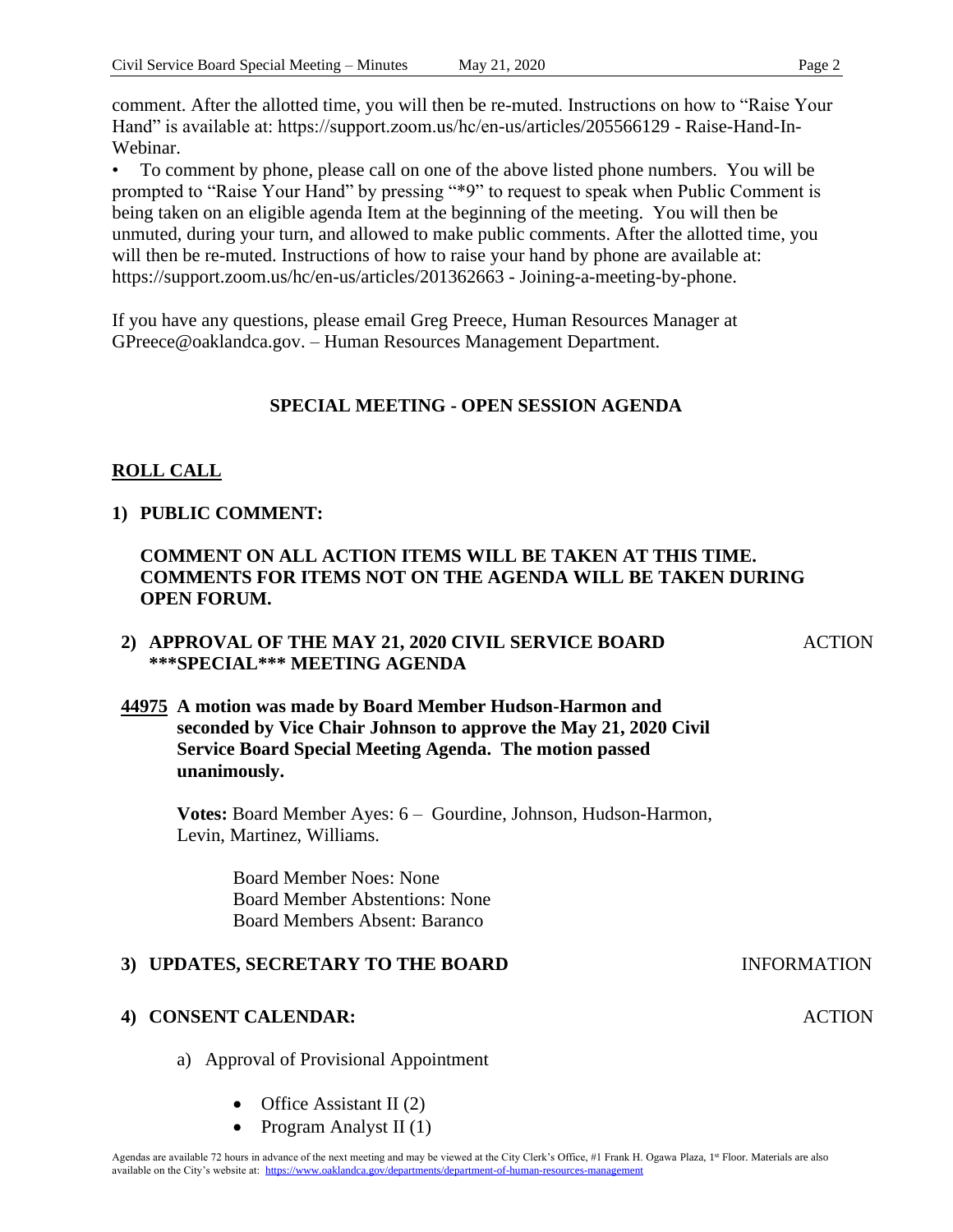comment. After the allotted time, you will then be re-muted. Instructions on how to "Raise Your Hand" is available at: https://support.zoom.us/hc/en-us/articles/205566129 - Raise-Hand-In-Webinar.

- To comment by phone, please call on one of the above listed phone numbers. You will be prompted to "Raise Your Hand" by pressing "*9" to request to speak when Public Comment is being taken on an eligible agenda Item at the beginning of the meeting. You will then be unmuted, during your turn, and allowed to make public comments. After the allotted time, you will then be re-muted. Instructions of how to raise your hand by phone are available at: https://support.zoom.us/hc/en-us/articles/201362663 - Joining-a-meeting-by-phone.

If you have any questions, please email Greg Preece, Human Resources Manager at GPreece@oaklandca.gov. – Human Resources Management Department.

## SPECIAL MEETING - OPEN SESSION AGENDA

**ROLL CALL**

**1) PUBLIC COMMENT:**

**COMMENT ON ALL ACTION ITEMS WILL BE TAKEN AT THIS TIME. COMMENTS FOR ITEMS NOT ON THE AGENDA WILL BE TAKEN DURING OPEN FORUM.**

**2) APPROVAL OF THE MAY 21, 2020 CIVIL SERVICE BOARD ***SPECIAL*** MEETING AGENDA** ACTION

**44975 A motion was made by Board Member Hudson-Harmon and seconded by Vice Chair Johnson to approve the May 21, 2020 Civil Service Board Special Meeting Agenda. The motion passed unanimously.**

**Votes:** Board Member Ayes: 6 – Gourdine, Johnson, Hudson-Harmon, Levin, Martinez, Williams.

Board Member Noes: None
Board Member Abstentions: None
Board Members Absent: Baranco

**3) UPDATES, SECRETARY TO THE BOARD** INFORMATION

**4) CONSENT CALENDAR:** ACTION

a) Approval of Provisional Appointment

- Office Assistant II (2)
- Program Analyst II (1)

Agendas are available 72 hours in advance of the next meeting and may be viewed at the City Clerk's Office, #1 Frank H. Ogawa Plaza, 1st Floor. Materials are also available on the City's website at: https://www.oaklandca.gov/departments/department-of-human-resources-management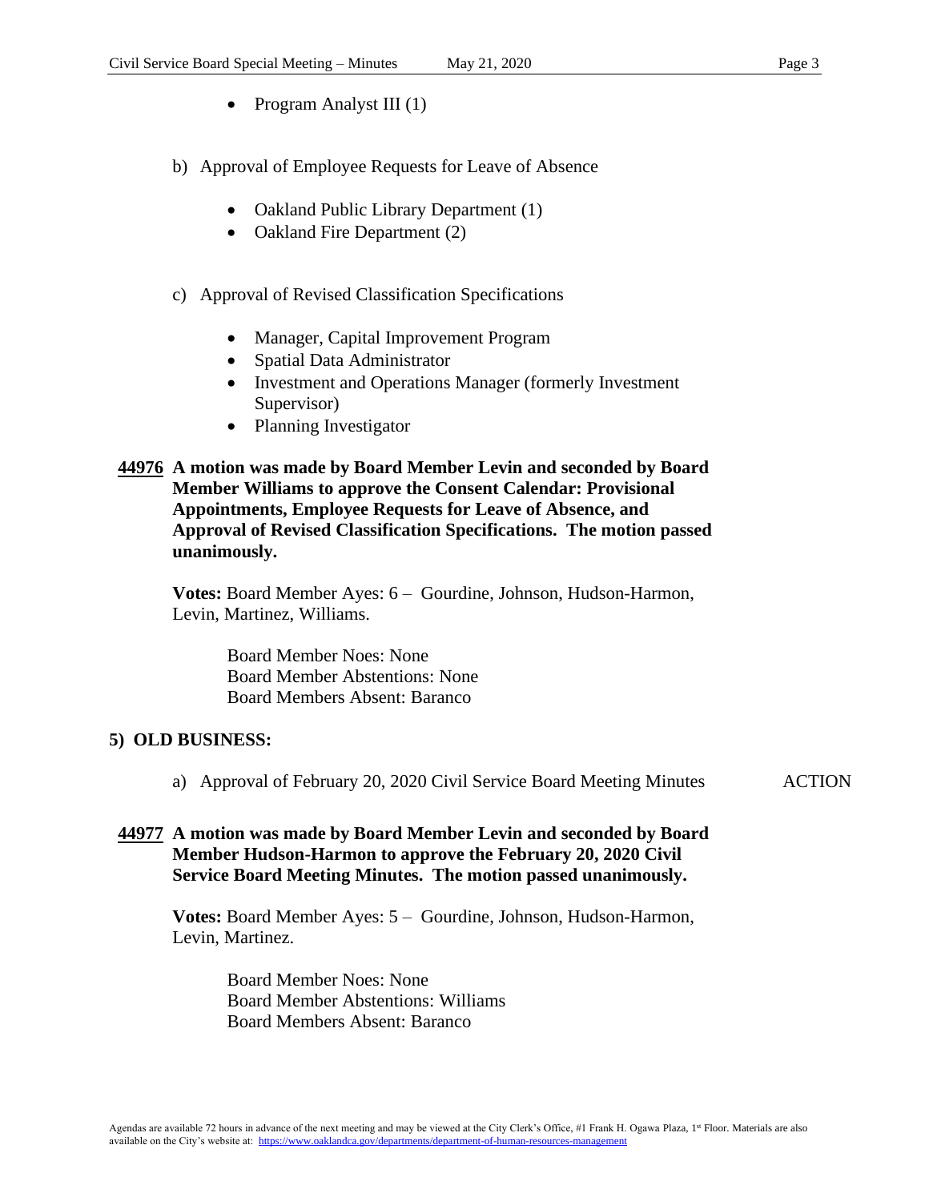- Program Analyst III (1)

b) Approval of Employee Requests for Leave of Absence

- Oakland Public Library Department (1)
- Oakland Fire Department (2)

c) Approval of Revised Classification Specifications

- Manager, Capital Improvement Program
- Spatial Data Administrator
- Investment and Operations Manager (formerly Investment Supervisor)
- Planning Investigator

**44976 A motion was made by Board Member Levin and seconded by Board Member Williams to approve the Consent Calendar: Provisional Appointments, Employee Requests for Leave of Absence, and Approval of Revised Classification Specifications. The motion passed unanimously.**

**Votes:** Board Member Ayes: 6 – Gourdine, Johnson, Hudson-Harmon, Levin, Martinez, Williams.

Board Member Noes: None
Board Member Abstentions: None
Board Members Absent: Baranco

## 5) OLD BUSINESS:

a) Approval of February 20, 2020 Civil Service Board Meeting Minutes — ACTION

**44977 A motion was made by Board Member Levin and seconded by Board Member Hudson-Harmon to approve the February 20, 2020 Civil Service Board Meeting Minutes. The motion passed unanimously.**

**Votes:** Board Member Ayes: 5 – Gourdine, Johnson, Hudson-Harmon, Levin, Martinez.

Board Member Noes: None
Board Member Abstentions: Williams
Board Members Absent: Baranco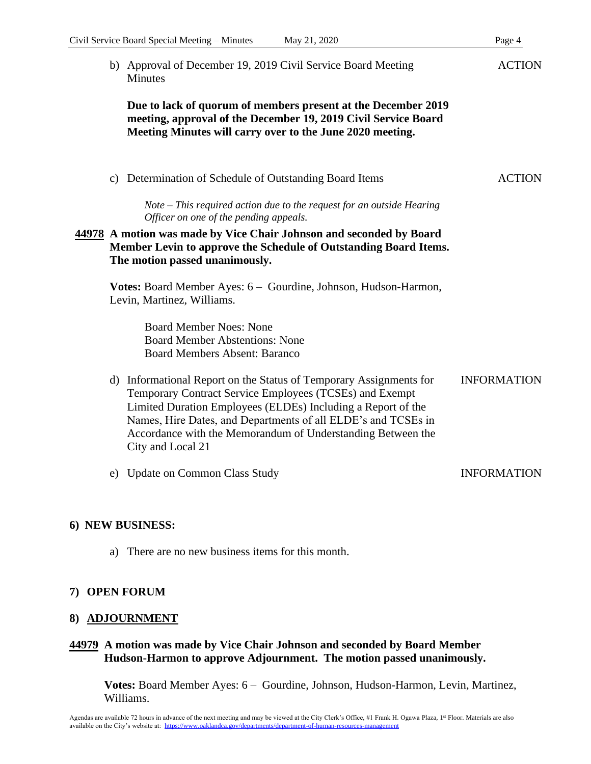b) Approval of December 19, 2019 Civil Service Board Meeting Minutes **ACTION**

**Due to lack of quorum of members present at the December 2019 meeting, approval of the December 19, 2019 Civil Service Board Meeting Minutes will carry over to the June 2020 meeting.**

c) Determination of Schedule of Outstanding Board Items **ACTION**

*Note – This required action due to the request for an outside Hearing Officer on one of the pending appeals.*

**44978 A motion was made by Vice Chair Johnson and seconded by Board Member Levin to approve the Schedule of Outstanding Board Items. The motion passed unanimously.**

**Votes:** Board Member Ayes: 6 – Gourdine, Johnson, Hudson-Harmon, Levin, Martinez, Williams.

Board Member Noes: None
Board Member Abstentions: None
Board Members Absent: Baranco

d) Informational Report on the Status of Temporary Assignments for Temporary Contract Service Employees (TCSEs) and Exempt Limited Duration Employees (ELDEs) Including a Report of the Names, Hire Dates, and Departments of all ELDE's and TCSEs in Accordance with the Memorandum of Understanding Between the City and Local 21 **INFORMATION**

e) Update on Common Class Study **INFORMATION**

## 6) NEW BUSINESS:

a) There are no new business items for this month.

## 7) OPEN FORUM

## 8) ADJOURNMENT

**44979 A motion was made by Vice Chair Johnson and seconded by Board Member Hudson-Harmon to approve Adjournment. The motion passed unanimously.**

**Votes:** Board Member Ayes: 6 – Gourdine, Johnson, Hudson-Harmon, Levin, Martinez, Williams.

Agendas are available 72 hours in advance of the next meeting and may be viewed at the City Clerk's Office, #1 Frank H. Ogawa Plaza, 1st Floor. Materials are also available on the City's website at: https://www.oaklandca.gov/departments/department-of-human-resources-management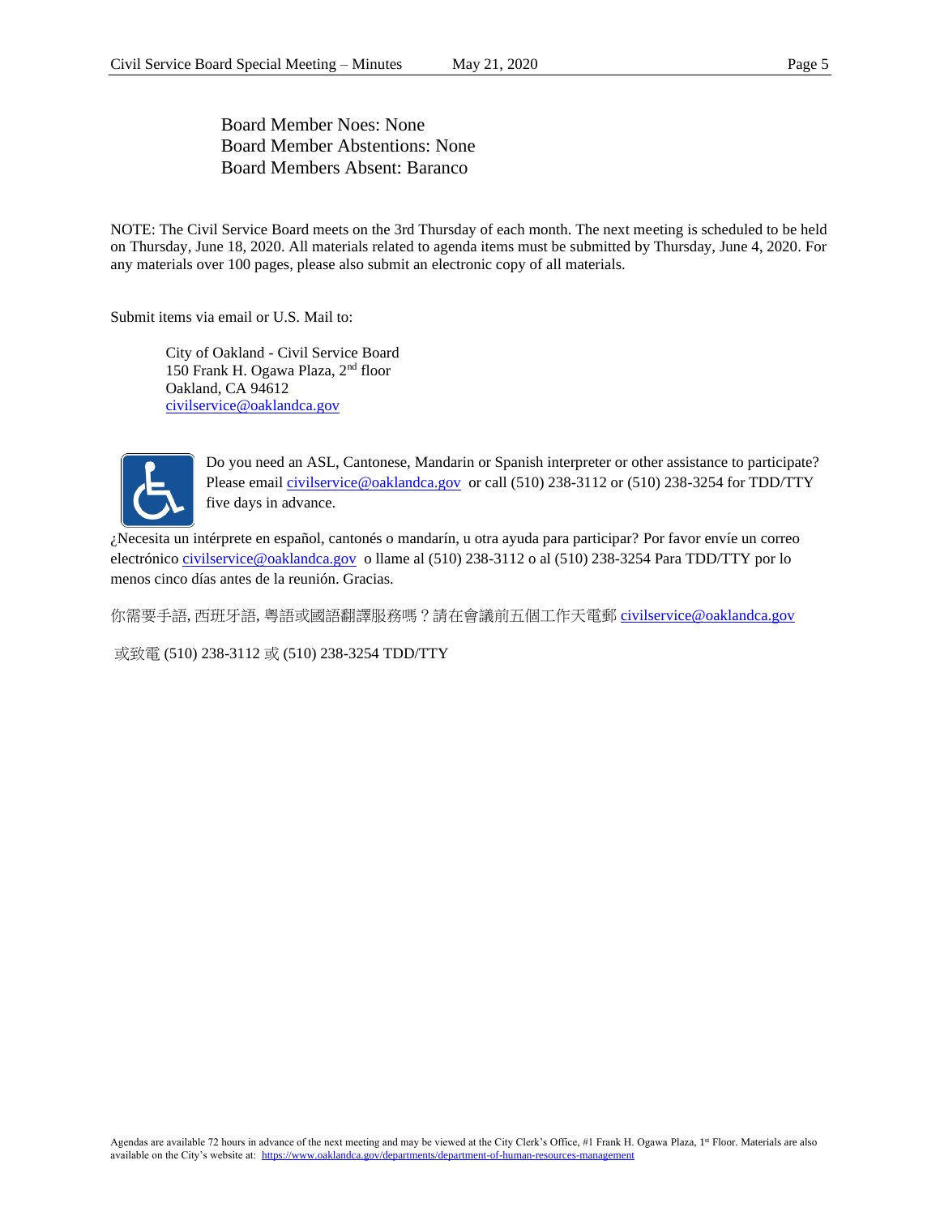Board Member Noes: None
Board Member Abstentions: None
Board Members Absent: Baranco

NOTE: The Civil Service Board meets on the 3rd Thursday of each month. The next meeting is scheduled to be held on Thursday, June 18, 2020. All materials related to agenda items must be submitted by Thursday, June 4, 2020. For any materials over 100 pages, please also submit an electronic copy of all materials.

Submit items via email or U.S. Mail to:

City of Oakland - Civil Service Board
150 Frank H. Ogawa Plaza, 2nd floor
Oakland, CA 94612
civilservice@oaklandca.gov

Do you need an ASL, Cantonese, Mandarin or Spanish interpreter or other assistance to participate? Please email civilservice@oaklandca.gov or call (510) 238-3112 or (510) 238-3254 for TDD/TTY five days in advance.

¿Necesita un intérprete en español, cantonés o mandarín, u otra ayuda para participar? Por favor envíe un correo electrónico civilservice@oaklandca.gov o llame al (510) 238-3112 o al (510) 238-3254 Para TDD/TTY por lo menos cinco días antes de la reunión. Gracias.

你需要手語, 西班牙語, 粵語或國語翻譯服務嗎？請在會議前五個工作天電郵 civilservice@oaklandca.gov

或致電 (510) 238-3112 或 (510) 238-3254 TDD/TTY

Agendas are available 72 hours in advance of the next meeting and may be viewed at the City Clerk's Office, #1 Frank H. Ogawa Plaza, 1st Floor. Materials are also available on the City's website at: https://www.oaklandca.gov/departments/department-of-human-resources-management